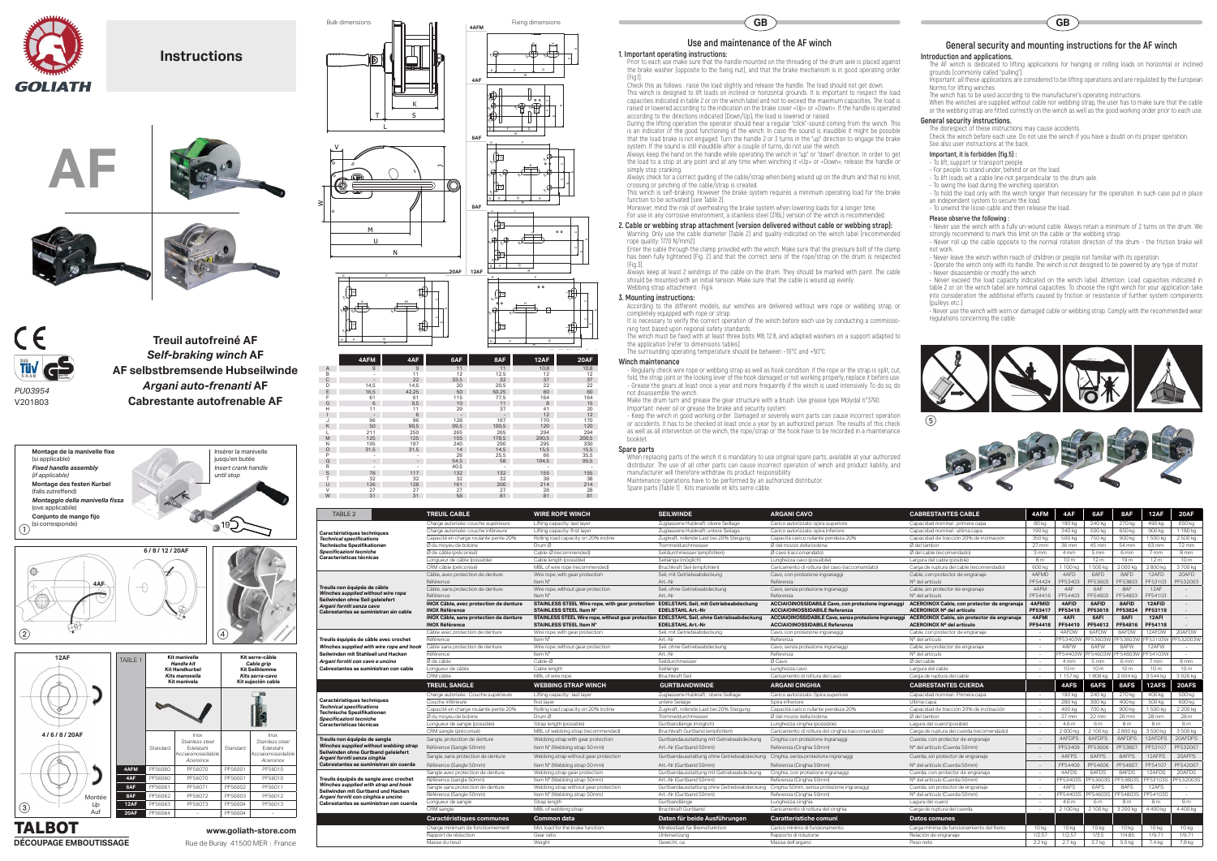# Instructions

**GOLIATH**

# AF

## Treuil autofreiné AF
*Self-braking winch* **AF**
**AF selbstbremsende Hubseilwinde**
*Argani auto-frenanti* **AF**
**Cabrestante autofrenable AF**

PU03954
V201803

**Montage de la manivelle fixe** (si applicable)
***Fixed handle assembly*** *(if applicable)*
**Montage des festen Kurbel** (falls zutreffend)
***Montaggio della manivella fissa*** *(ove applicabile)*
**Conjunto de mango fijo** (si corresponde)

Insérer la manivelle jusqu'en butée
*Insert crank handle until stop*

6 / 8 / 12 / 20AF

4AF

12AF

4 / 6 / 8 / 20AF

Montée
*Up*
Auf

| TABLE 1 | Kit manivelle / *Handle kit* / Kit Handkurbel / *Kits manovella* / Kit manivela | | Kit serre-câble / *Cable grip* / Kit Seilklemme / *Kits serra-cavo* / Kit sujeción cable | |
|---|---|---|---|---|
| | Standard | Inox / *Stainless steel* / Edelstahl / *Acciaioinossidabile* / Aceroinox | Standard | Inox / *Stainless steel* / Edelstahl / *Acciaioinossidabile* / Aceroinox |
| 4AFM | PF56060 | PF56070 | PF56001 | PF56010 |
| 4AF | PF56060 | PF56070 | PF56001 | PF56010 |
| 6AF | PF56061 | PF56071 | PF56002 | PF56011 |
| 8AF | PF56062 | PF56072 | PF56003 | PF56012 |
| 12AF | PF56063 | PF56073 | PF56004 | PF56013 |
| 20AF | PF56064 | | PF56004 | |

**TALBOT**
DÉCOUPAGE EMBOUTISSAGE

www.goliath-store.com
Rue de Buray 41500 MER | France

Bulk dimensions — Fixing dimensions

| | 4AFM | 4AF | 6AF | 8AF | 12AF | 20AF |
|---|---|---|---|---|---|---|
| A | 9 | 9 | 11 | 11 | 10,8 | 10,8 |
| B | - | 11 | 12 | 12,5 | 12 | 12 |
| C | - | 22 | 33,5 | 32 | 37 | 37 |
| D | 14,5 | 14,5 | 20 | 20,5 | 22 | 22 |
| E | 16,5 | 42,25 | 50 | 50,25 | 60 | 60 |
| F | 61 | 61 | 115 | 77,5 | 164 | 164 |
| G | 6 | 9,5 | 10 | 11 | 8 | 15 |
| H | 11 | 11 | 29 | 37 | 41 | 20 |
| I | - | 6 | - | - | 12 | 12 |
| J | 96 | 96 | 128 | 167 | 170 | 170 |
| K | 50 | 90,5 | 99,5 | 100,5 | 120 | 120 |
| L | 211 | 250 | 265 | 265 | 294 | 294 |
| M | 125 | 125 | 155 | 178,5 | 200,5 | 200,5 |
| N | 195 | 197 | 240 | 290 | 295 | 330 |
| O | 31,5 | 31,5 | 14 | 14,5 | 15,5 | 15,5 |
| P | - | - | 26 | 25,5 | 66 | 35,5 |
| Q | - | - | 54,5 | 58 | 104,5 | 95,5 |
| R | - | - | 40,5 | | | |
| S | 78 | 117 | 132 | 132 | 155 | 155 |
| T | 32 | 32 | 32 | 32 | 38 | 38 |
| U | 126 | 128 | 161 | 200 | 214 | 214 |
| V | 27 | 27 | 27 | 27 | 28 | 28 |
| W | 31 | 31 | 58 | 81 | 81 | 81 |

# GB

## Use and maintenance of the AF winch

### 1. Important operating instructions:

Prior to each use make sure that the handle mounted on the threading of the drum axle is placed against the brake washer (opposite to the fixing nut), and that the brake mechanism is in good operating order (Fig.1).

Check this as follows : raise the load slightly and release the handle. The load should not get down.

This winch is designed to lift loads on inclined or horizontal grounds. It is important to respect the load capacities indicated in table 2 or on the winch label and not to exceed the maximum capacities. The load is raised or lowered according to the indication on the brake cover «Up» or «Down». If the handle is operated according to the directions indicated (Down/Up), the load is lowered or raised.

During the lifting operation the operator should hear a regular "click"-sound coming from the winch. This is an indicator of the good functioning of the winch. In case the sound is inaudible it might be possible that the load brake is not engaged. Turn the handle 2 or 3 turns in the "up" direction to engage the brake system. If the sound is still inaudible after a couple of turns, do not use the winch.

Always keep the hand on the handle while operating the winch in "up" or "down" direction. In order to get the load to a stop at any point and at any time when winching it «Up» or «Down», release the handle or simply stop cranking.

Always check for a correct guiding of the cable/strap when being wound up on the drum and that no knot, crossing or pinching of the cable/strap is created.

This winch is self-braking. However the brake system requires a minimum operating load for the brake function to be activated (see Table 2).

Moreover, mind the risk of overheating the brake system when lowering loads for a longer time.

For use in any corrosive environment, a stainless steel (316L) version of the winch is recommended.

### 2. Cable or webbing strap attachment (version delivered without cable or webbing strap):

Warning: Only use the cable diameter (Table 2) and quality indicated on the winch label (recommended rope quality: 1770 N/mm2).

Enter the cable through the clamp provided with the winch. Make sure that the pressure bolt of the clamp has been fully tightened (Fig. 2) and that the correct sens of the rope/strap on the drum is respected (Fig.3).

Always keep at least 2 windings of the cable on the drum. They should be marked with paint. The cable should be mounted with an initial tension. Make sure that the cable is wound up evenly.

Webbing strap attachment : Fig.4.

### 3. Mounting instructions:

According to the different models, our winches are delivered without rope or webbing strap, or completely equipped with rope or strap.

It is necessary to verify the correct operation of the winch before each use by conducting a commissioning test based upon regional safety standards.

The winch must be fixed with at least three bolts M8, 12.8, and adapted washers on a support adapted to the application (refer to dimensions tables).

The surrounding operating temperature should be between –10°C and +50°C.

### Winch maintenance

- Regularly check wire rope or webbing strap as well as hook condition: if the rope or the strap is split, cut, fold, the strap joint or the locking lever of the hook damaged or not working properly, replace it before use.
- Grease the gears at least once a year and more frequently if the winch is used intensively. To do so, do not disassemble the winch.

Make the drum turn and grease the gear structure with a brush. Use grease type Molydal n°3790.

Important: never oil or grease the brake and security system.

- Keep the winch in good working order. Damaged or severely worn parts can cause incorrect operation or accidents. It has to be checked at least once a year by an authorized person. The results of this check as well as all intervention on the winch, the rope/strap or the hook have to be recorded in a maintenance booklet.

### Spare parts

When replacing parts of the winch it is mandatory to use original spare parts, available at your authorized distributor. The use of all other parts can cause incorrect operation of winch and product liability, and manufacturer will therefore withdraw its product responsibility.

Maintenance operations have to be performed by an authorized distributor.

Spare parts (Table 1) : Kits manivelle et kits serre câble.

# GB

## General security and mounting instructions for the AF winch

### Introduction and applications.

The AF winch is dedicated to lifting applications for hanging or rolling loads on horizontal or inclined grounds (commonly called "pulling").

Important: all these applications are considered to be lifting operations and are regulated by the European Norms for lifting winches.

The winch has to be used according to the manufacturer's operating instructions.

When the winches are supplied without cable nor webbing strap, the user has to make sure that the cable or the webbing strap are fitted correctly on the winch as well as the good working order prior to each use.

### General security instructions.

The disrespect of these instructions may cause accidents.

Check the winch before each use. Do not use the winch if you have a doubt on its proper operation. See also user instructions at the back.

#### Important, it is forbidden (fig.5) :

- To lift, support or transport people.
- For people to stand under, behind or on the load.
- To lift loads wit a cable line not perpendicular to the drum axle.
- To swing the load during the winching operation.
- To hold the load only with the winch longer than necessary for the operation. In such case put in place an independent system to secure the load.
- To unwind the loose cable and then release the load.

#### Please observe the following :

- Never use the winch with a fully un-wound cable. Always retain a minimum of 2 turns on the drum. We strongly recommend to mark this limit on the cable or the webbing strap.
- Never roll up the cable opposite to the normal rotation direction of the drum - the friction brake will not work.
- Never leave the winch within reach of children or people not familiar with its operation.
- Operate the winch only with its handle. The winch is not designed to be powered by any type of motor.
- Never disassemble or modify the winch.
- Never exceed the load capacity indicated on the winch label. Attention: Load capacities indicated in table 2 or on the winch label are nominal capacities. To choose the right winch for your application take into consideration the additional efforts caused by friction or resistance of further system components (pulleys etc.).
- Never use the winch with worn or damaged cable or webbing strap. Comply with the recommended wear regulations concerning the cable.

| TABLE 2 | TREUIL CABLE | WIRE ROPE WINCH | SEILWINDE | ARGANI CAVO | CABRESTANTES CABLE | 4AFM | 4AF | 6AF | 8AF | 12AF | 20AF |
|---|---|---|---|---|---|---|---|---|---|---|---|
| **Caractéristiques techniques / *Technical specifications* / Technische Spezifikationen / *Specificazioni tecniche* / Características técnicas** | Charge autorisée: couche supérieure | Lifting capacity: last layer | Zuglassene Hubkraft: obere Seillage | Carico autorizzato: spira superiore | Capacidad nominal: primera capa | 80 kg | 190 kg | 240 kg | 270 kg | 490 kg | 650 kg |
| | Charge autorisée: couche inférieure | Lifting capacity: first layer | Zugelassene Hubkraft: untere Seillage | Carico autorizzato: spira inferiore | Capacidad nominal: última capa | 190 kg | 340 kg | 500 kg | 650 kg | 900 kg | 1 180 kg |
| | Capacité en charge roulante pente 20% | Rolling load capacity on 20% incline | Zugkraft, rollende Last bei 20% Steigung | Capacità carico rullante pendenza 20% | Capacidad de tracción 20% de inclinación | 350 kg | 500 kg | 750 kg | 900 kg | 1 500 kg | 2 500 kg |
| | Ø du moyeu de bobine | Drum Ø | Trommeldurchmesser | Ø del mozzo della bobina | Ø del tambor | 27 mm | 36 mm | 45 mm | 54 mm | 63 mm | 72 mm |
| | Ø de câble (préconisé) | Cable-Ø (recommended) | Seildurchmesser (empfohlen) | Ø cavo (raccomandato) | Ø del cable (recomendado) | 3 mm | 4 mm | 5 mm | 6 mm | 7 mm | 8 mm |
| | Longueur de câble (possible) | Cable length (possible) | Seillänge (möglich) | Lunghezza cavo (possibile) | Largura del cable (posible) | 8 m | 10 m | 12 m | 18 m | 12 m | 10 m |
| | CRM câble (préconisé) | MBL of wire rope (recommended) | Bruchkraft Seil (empfohlen) | Caricamento di rottura del cavo (raccomandato) | Carga de ruptura del cable (recomendado) | 600 kg | 1 100 kg | 1 500 kg | 2 000 kg | 2 800 kg | 3 700 kg |
| **Treuils non équipés de câble / *Winches supplied without wire rope* / Seilwinden ohne Seil geliefert / *Argani forniti senza cavo* / Cabrestantes se suministran sin cable** | Câble avec protection de denture | Wire rope, with gear protection | Seil, mit Getriebeabdeckung | Cavo, con protezione ingranaggi | Cable, con protector de engranaje | 4AFMD | 4AFD | 6AFD | 8AFD | 12AFD | 20AFD |
| | Référence | Item N° | Art.-Nr | Referenza | N° del articulo | PF54424 | PF53403 | PF53603 | PF53803 | PF53103 | PF532003 |
| | Câble, sans protection de denture | Wire rope, without gear protection | Seil, ohne Getriebeabdeckung | Cavo, senza protezione ingranaggi | Cable, sin protector de engranaje | 4AFM | 4AF | 6AF | 8AF | 12AF | - |
| | Référence | Item N° | Art.-Nr | Referenza | N° del articulo | PF54416 | PF54403 | PF54603 | PF54803 | PF54103 | - |
| | **INOX Câble, avec protection de denture** | **STAINLESS STEEL Wire rope, with gear protection** | **EDELSTAHL Seil, mit Getriebeabdeckung** | **ACCIAIOINOSSIDABILE Cavo, con protezione ingranaggi** | **ACEROINOX Cable, con protector de engranaje** | **4AFMID** | **4AFID** | **6AFID** | **8AFID** | **12AFID** | - |
| | **INOX Référence** | **STAINLESS STEEL Item N°** | **EDELSTAHL Art.-Nr** | **ACCIAIOINOSSIDABILE Referenza** | **ACEROINOX N° del articulo** | **PF53417** | **PF53418** | **PF53619** | **PF53819** | **PF53119** | - |
| | **INOX Câble, sans protection de denture** | **STAINLESS STEEL Wire rope, without gear protection** | **EDELSTAHL Seil, ohne Getriebeabdeckung** | **ACCIAIOINOSSIDABILE Cavo, senza protezione ingranaggi** | **ACEROINOX Cable, sin protector de engranaje** | **4AFMI** | **4AFI** | **6AFI** | **8AFI** | **12AFI** | - |
| | **INOX Référence** | **STAINLESS STEEL Item N°** | **EDELSTAHL Art.-Nr** | **ACCIAIOINOSSIDABILE Referenza** | **ACEROINOX N° del articulo** | **PF54418** | **PF54419** | **PF54612** | **PF54816** | **PF54118** | - |
| **Treuils équipés de câble avec crochet / *Winches supplied with wire rope and hook* / Seilwinden mit Stahlseil und Hacken / *Argani forniti con cavo a uncino* / Cabrestantes se suministran con cable** | Câble avec protection de denture | Wire rope, with gear protection | Seil, mit Getriebeabdeckung | Cavo, con protezione ingranaggi | Cable, con protector de engranaje | - | 4AFDW | 6AFDW | 8AFDW | 12AFDW | 20AFDW |
| | Référence | Item N° | Art.-Nr | Referenza | N° del articulo | - | PF53403W | PF53603W | PF53803W | PF53103W | PF532003W |
| | Câble sans protection de denture | Wire rope, without gear protection | Seil, ohne Getriebeabdeckung | Cavo, senza protezione ingranaggi | Cable, sin protector de engranaje | - | 4AFW | 6AFW | 8AFW | 12AFW | - |
| | Référence | Item N° | Art.-Nr | Referenza | N° del articulo | - | PF54403W | PF54603W | PF54803W | PF54103W | - |
| | Ø de câble | Cable-Ø | Seildurchmesser | Ø Cavo | Ø del cable | - | 4 mm | 5 mm | 6 mm | 7 mm | 8 mm |
| | Longueur de câble | Cable length | Seillänge | Lunghezza cavo | Largura del cable | - | 10 m | 10 m | 10 m | 10 m | 10 m |
| | CRM câble | MBL of wire rope | Bruchkraft Seil | Caricamento di rottura del cavo | Carga de ruptura del cable | - | 1 157 kg | 1 808 kg | 2 604 kg | 3 544 kg | 3 926 kg |
| | **TREUIL SANGLE** | **WEBBING STRAP WINCH** | **GURTBANDWINDE** | **ARGANI CINGHIA** | **CABRESTANTES CUERDA** | | **4AFS** | **6AFS** | **8AFS** | **12AFS** | **20AFS** |
| **Caractéristiques techniques / *Technical specifications* / Technische Spezifikationen / *Specificazioni tecniche* / Características técnicas** | Charge autorisée : Couche supérieure | Lifting capacity : last layer | Zugelassene Hubkraft : obere Seillage | Carico autorizzato: spira superiore | Capacidad nominal: Primera capa | - | 190 kg | 240 kg | 270 kg | 400 kg | 500 kg |
| | Couche inférieure | first layer | untere Seillage | Spira inferiore | Ultima capa | - | 280 kg | 300 kg | 400 kg | 500 kg | 600 kg |
| | Capacité en charge roulante pente 20% | Rolling load capacity on 20% incline | Zugkraft, rollende Last bei 20% Steigung | Capacità carico rullante pendenza 20% | Capacidad de tracción 20% de inclinación | - | 400 kg | 700 kg | 900 kg | 1 500 kg | 2 200 kg |
| | Ø du moyeu de bobine | Drum Ø | Trommeldurchmesser | Ø del mozzo della bobina | Ø del tambor | - | 27 mm | 22 mm | 26 mm | 28 mm | 28 m |
| | Longueur de sangle (possible) | Strap length (possible) | Gurtbandlänge (möglich) | Lunghezza cinghia (possibile) | Largura del cuerd (posible) | - | 4,6 m | 6 m | 8 m | 8 m | 8 m |
| | CRM sangle (préconisé) | MBL of webbing strap (recommended) | Bruchkraft Gurtband (empfohlen) | Caricamento di rottura del cinghia (raccomandato) | Carga de ruptura del cuerda (recomendado) | - | 2 000 kg | 2 100 kg | 2 600 kg | 3 500 kg | 3 500 kg |
| **Treuils non équipés de sangle / *Winches supplied without webbing strap* / Seilwinden ohne Gurtband geliefert / *Argani forniti senza cinghia* / Cabrestantes se suministran sin cuerda** | Sangle, protection de denture | Webbing strap with gear protection | Gurtbandausstattung mit Getriebeabdeckung | Cinghia con protezione ingranaggi | Cuerda, con protector de engranaje | - | 4AFDPS | 6AFDPS | 8AFDPS | 12AFDPS | 20AFDPS |
| | Référence (Sangle 50mm) | Item N° (Webbing strap 50mm) | Art.-Nr (Gurtband 50mm) | Referenza (Cinghia 50mm) | N° del articulo (Cuerda 50mm) | - | PF53409 | PF53606 | PF53807 | PF53107 | PF532007 |
| | Sangle, sans protection de denture | Webbing strap without gear protection | Gurtbandausstattung ohne Getriebeabdeckung | Cinghia, senza protezione ingranaggi | Cuerda, sin protector de engranaje | - | 4AFPS | 6AFPS | 8AFPS | 12AFPS | 20AFPS |
| | Référence (Sangle 50mm) | Item N° (Webbing strap 50mm) | Art.-Nr (Gurtband 50mm) | Referenza (Cinghia 50mm) | N° del articulo (Cuerda 50mm) | - | PF54409 | PF54606 | PF54807 | PF54107 | PF542007 |
| **Treuils équipés de sangle avec crochet / *Winches supplied with strap and hook* / Seilwinden mit Gurtband und Hacken / *Argani forniti con cinghia e uncino* / Cabrestantes se suministran con cuerda** | Sangle avec protection de denture | Webbing strap with gear protection | Gurtbandausstattung mit Getriebeabdeckung | Cinghia, con protezione ingranaggi | Cuerda, con protector de engranaje | - | 4AFDS | 6AFDS | 8AFDS | 12AFDS | 20AFDS |
| | Référence (Sangle 50mm) | Item N° (Webbing strap 50mm) | Art.-Nr (Gurtband 50mm) | Referenza (Cinghia 50mm) | N° del articulo (Cuerda 50mm) | - | PF53403S | PF53603S | PF53803S | PF53103S | PF532003S |
| | Sangle sans protection de denture | Webbing strap without gear protection | Gurtbandausstattung ohne Getriebeabdeckung | Cinghia 50mm, senza protezione ingranaggi | Cuerda, sin protector de engranaje | - | 4AFS | 6AFS | 8AFS | 12AFS | - |
| | Référence (Sangle 50mm) | Item N° (Webbing strap 50mm) | Art.-Nr (Gurtband 50mm) | Referenza (Cinghia 50mm) | N° del articulo (Cuerda 50mm) | - | PF54403S | PF54603S | PF54803S | PF54103S | - |
| | Longueur de sangle | Strap length | Gurtbandlänge | Lunghezza cinghia | Lagura del cuerd | - | 4,6 m | 6 m | 8 m | 8 m | 8 m |
| | CRM sangle | MBL of webbing strap | Bruchkraft Gurtband | Caricamento di rottura del cinghia | Carga de ruptura del cuerda | - | 2 100 kg | 2 100 kg | 3 200 kg | 4 400 kg | 4 400 kg |
| | **Caractéristiques communes** | **Common data** | **Daten für beide Ausführungen** | **Caratteristiche comuni** | **Datos comunes** | | | | | | |
| | Charge minimum de fonctionnement | Min. load for the brake function | Mindestlast für Bremsfunktion | Carico minimo di funzionamento del freno | Carga mínima de funcionamiento del freno | 10 kg | 10 kg | 10 kg | 10 kg | 10 kg | 10 kg |
| | Rapport de réduction | Gear ratio | Untersetzung | Rapporto di riduzione | Relación de engranaje | 1/2,57 | 1/2,57 | 1/3,5 | 1/4,85 | 1/9,71 | 1/9,71 |
| | Masse du treuil | Weight | Gewicht, ca | Massa dell'argano | Peso neto | 2,2 kg | 2,7 kg | 3,7 kg | 5,5 kg | 7,4 kg | 7,8 kg |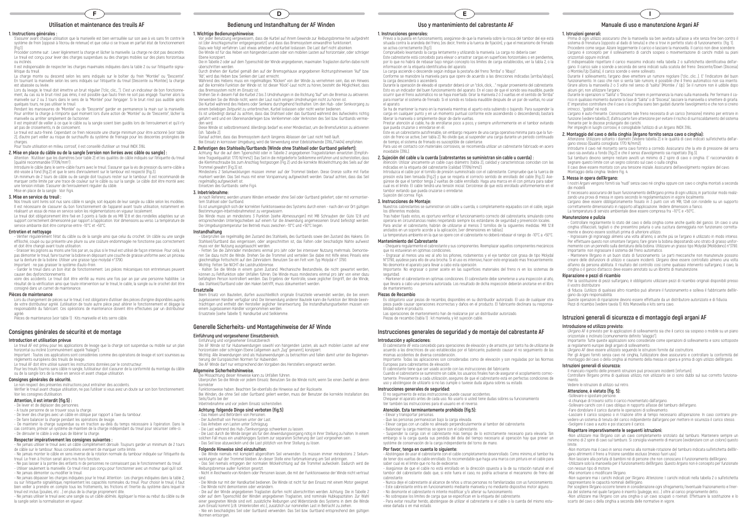F

# Utilisation et maintenance des treuils AF

**1. Instructions générales :**

S'assurer avant chaque utilisation que la manivelle est bien verrouillée sur son axe à vis sans fin contre le système de frein (opposé à l'écrou de retenue) et que celui-ci se trouve en parfait état de fonctionnement (Fig.1).

Procéder comme suit : Lever légèrement la charge et lâcher la manivelle. La charge ne doit pas descendre. Le treuil est conçu pour lever des charges suspendues ou des charges mobiles sur des plans horizontaux ou inclinés.

Il est indispensable de respecter les charges maximales indiquées dans la table 2 ou sur l'étiquette signalétique du treuil.

La charge monte ou descend selon les sens indiqués sur le boîtier du frein "Montée" ou "Descente". En tournant la manivelle selon les sens indiqués sur l'étiquette du treuil (Descente ou Montée), la charge est abaissée ou levée.

Lors du levage, le treuil doit émettre un bruit régulier ("clic, clic,.."). C'est un indicateur de bon fonctionnement, Au cas où le bruit n'est pas émis, il est possible que l'auto frein ne soit pas engagé. Tourner alors la manivelle sur 2 ou 3 tours dans le sens de la "Montée" pour l'engager. Si le bruit n'est pas audible après quelques tours, ne pas utiliser le treuil.

Pendant les manoeuvres de "Montée" ou de "Descente" garder en permanence la main sur la manivelle. Pour arrêter la charge à n'importe quel moment lors d'une action de "Montée" ou de "Descente", lâcher la manivelle ou arrêter simplement de l'actionner.

Il est impératif de veiller à ce que le câble ou la sangle soient bien guidés lors de l'enroulement et qu'il n'y ait pas de croisements, ni de coincement.

Le treuil est auto-freiné. Cependant ce frein nécessite une charge minimum pour être actionné (voir table 2), d'autre part veiller au risque de surchauffe du système de freinage pour les descentes prolongées de charges.

Pour toute utilisation en milieu corrosif, il est conseillé d'utiliser un treuil INOX 316L.

**2. Mise en place du câble ou de la sangle (version non livrées avec câble ou sangle) :**

Attention : N'utiliser que les diamètres (voir table 2) et les qualités de câble indiqués sur l'étiquette du treuil (qualité recommandée 1770N/$mm^2$).

Introduire le câble dans le serre-câble fourni avec le treuil. S'assurer que la vis de pression du serre-câble a été vissée à fond (Fig.2) et que le sens d'enroulement sur le tambour est respecté (Fig.3).

Un minimum de 2 tours de câble ou de sangle doit toujours rester sur le tambour. Il est recommandé de marquer cette limite par une trace de couleur sur le câble ou sur la sangle. Le câble doit être monté avec une tension initiale. S'assurer de l'enroulement régulier du câble.

Mise en place de la sangle : Voir Fig4.

**3. Mise en service du treuil :**

Nos treuils sont livrés non pas sans câble ni sangle, soit équipés de leur sangle ou câble selon les modèles. Il est nécessaire de s'assurer du bon fonctionnement de l'appareil avant toute utilisation, notamment en réalisant un essai de mise en service selon les réglementations en vigueur localement.

Le treuil doit obligatoirement être fixé en 3 points à l'aide de vis M8 12.8 et des rondelles adaptées sur un support correctement dimensionné par rapport à l'application. Voir dimensions au verso. La température de service ambiante doit être comprise entre -10°C et +50°C.

**Entretien et nettoyage**

- Vérifier régulièrement l'état du câble ou de la sangle ainsi que celui du crochet. Un câble ou une sangle effiloché, coupé ou qui présente une pliure ou une couture endommagée ne fonctionne pas correctement et doit être changé avant toute utilisation.
- Graisser les pignons au moins une fois par an, ou plus si le treuil est utilisé de façon intensive. Pour cela, ne pas démonter le treuil, faire tourner la bobine en déposant une couche de graisse uniforme avec un pinceau sur la denture de la bobine. Utiliser une graisse type molydal n°3790.
Important : ne pas graisser le système d'auto-frein.
- Garder le treuil dans un bon état de fonctionnement. Les pièces mécaniques non entretenues peuvent causer des dysfonctionnements
voire des accidents. Le treuil doit être vérifié au moins une fois par an par une personne habilitée. Le résultat de la vérification ainsi que toute intervention sur le treuil, le câble, la sangle ou le crochet doit être consigné dans un carnet de maintenance.

**Pièces de maintenance**

Lors du changement de pièces sur le treuil, il est obligatoire d'utiliser des pièces d'origine disponibles auprès de votre distributeur agréé. Utilisation de toute autre pièce peut altérer le fonctionnement et dégage la responsabilité du fabricant. Ces opérations de maintenance doivent être effectuées par un distributeur agréé.

Pièces de maintenance (voir table 1) : Kits manivelle et kits serre câble.

# Consignes générales de sécurité et de montage

**Introduction et utilisation prévue**

Le treuil AF est prévu pour les applications de levage que la charge soit suspendue ou mobile sur un plan horizontal ou incliné (communément appelé "halage").

Important : Toutes ces applications sont considérées comme des opérations de levage et sont soumises au règlements européens des treuils de levage.

Le treuil AF doit être utilisé suivant les instructions données par le constructeur.

Pour les treuils fournis sans câble ni sangle, l'utilisateur doit s'assurer de la conformité du montage du câble ou de la sangle lors de la mise en service et avant chaque utilisation.

**Consignes générales de sécurité.**

Le non respect des présentes instructions peut entraîner des accidents.

Vérifier le treuil avant chaque utilisation, ne pas l'utiliser si vous avez un doute sur son bon fonctionnement.

Voir les consignes d'utilisation.

**Attention, il est interdit (fig.5) :**

- De lever et de déplacer des personnes.
- A toute personne de se trouver sous la charge.
- De lever des charges avec un câble en oblique par rapport à l'axe du tambour.
- De faire balancer la charge pendant les opérations de levage.
- De maintenir la charge suspendue ou en traction au-delà du temps nécessaires à l'opération. Dans les cas contraire, prévoir un système de maintien de la charge indépendant du treuil pour sécuriser celle-ci.
- De dérouler le câble à vide puis de libérer la charge.

**Respecter impérativement les consignes suivantes :**

- Ne jamais utiliser le treuil avec un câble complètement déroulé. Toujours garder un minimum de 2 tours de câble sur le tambour. Nous conseillons vivement de marquer cette limite.
- Ne jamais monter le câble en sens inverse de la rotation normale du tambour indiquée sur l'étiquette du treuil. Le frein à friction serait alors mis hors fonction.
- Ne pas laisser à la portée des enfants ni de personnes ne connaissant pas le fonctionnement du treuil.
- Utiliser seulement la manivelle. Le treuil n'est pas conçu pour fonctionner avec un moteur quel qu'il soit.
- Ne jamais démonter ou modifier le treuil.
- Ne jamais dépasser les charges indiqués pour le treuil. Attention : Les charges indiquées dans la table 2, ou sur l'étiquette signalétique, représentent les capacités nominales du treuil. Pour choisir le treuil, il faut bien veiller à prendre en compte tous les frottements, les frictions et l'inertie du système dans lequel le treuil est inclus (poulies, etc ...) en plus de la charge proprement dite.
- Ne jamais utiliser le treuil avec une sangle ou un câble abîmés. Appliquer la mise au rebut du câble ou de la sangle selon la normalisation en vigueur.

D

# Bedienung und Instandhaltung der AF Winden

**1. Wichtige Bedienungshinweise:**

Vor jeder Benutzung vergewissern, dass die Kurbel auf ihrem Gewinde zur Reibungsbremse hin aufgedreht ist (der Anschlagsmutter entgegengesetzt) und dass das Bremssystem einwandfrei funktioniert.

Dazu wie folgt verfahren: Last etwas anheben und Kurbel loslassen. Die Last darf nicht absinken.

Die Winde ist für das Heben von hängenden Lasten oder von mobilen Lasten auf horizontaler, oder schräger Ebene konzipiert.

Die in Tabelle 2 oder auf dem Typenschild der Winde angegebenen, maximalen Traglasten dürfen dabei nicht überschritten werden.

Durch drehen der Kurbel gemäß den auf der Bremsgehäuse angegebenen Richtungshinweisen "Auf" bzw. "Ab", wird das Heben bzw. Senken der Last erreicht.

Während des Hebens muss ein regelmäßiges "Klicken" von der Winde zu vernehmen sein, das ein Hinweis auf die korrekte Funktion der Winde ist. Ist dieser "Klick"-Laut nicht zu hören, besteht die Möglichkeit, dass das Bremssystem nicht im Eingriff ist.

Drehen Sie in diesem Fall die Kurbel 2 bis 3 Umdrehungen in die Richtung "Auf" um die Bremse zu aktivieren. Verwenden Sie die Winde nicht, wenn der Laut nach einigen Umdrehungen nicht zu hören ist.

Die Kurbel während des Hebens oder Senkens durchgehend festhalten. Um den Hub- oder Senkvorgang zu einem beliebigen Zeitpunkt zu unterbrechen, Kurbel loslassen oder nicht weiter bedienen.

Es ist unbedingt darauf zu achten, dass das Drahtseil oder das Gurtband während des Aufwickelns richtig geführt wird und ein Übereinanderlegen bzw. Verklemmen oder Verknoten des Seil bzw. Gurtbands vermieden wird.

Diese Winde ist selbstbremsend. Allerdings bedarf es einer Mindestlast, um die Bremsfunktion zu aktivieren (sh. Tabelle 2).

Darauf achten, dass das Bremssystem durch längeres Ablassen der Last nicht heiß läuft.

Bei Einsatz in korrosiver Umgebung, wird die Verwendung einer Edelstahlwinde (316L/1.4404) empfohlen.

**2. Befestigen des Stahlseils/Gurtbands (Winde ohne Stahlseil oder Gurtband geliefert):**

Achtung: Nur die auf dem Typenschild oder in Tabelle 2 angegebenen Tragseilstärken einsetzen. (Empfohlene Tragseilqualität: 1770 N/mm2). Das Seil in die mitgelieferte Seilklemme einführen und sicherstellen, dass die Klemmschraube bis zum Anschlag festgezogen (Fig 2) und die korrekte Wickelrichtung des Seils auf der Trommel gewährt (Fig.3) ist.

Mindestens 2 Seilumwicklungen müssen immer auf der Trommel bleiben. Diese Grenze sollte mit Farbe markiert werden. Das Seil muss mit einer Vorspannung aufgewickelt werden. Darauf achten, dass das Seil regelmäßig aufgewickelt ist.

Einsetzen des Gurtbands: siehe Fig4.

**3. Inbetriebnahme:**

Je nach Referenz werden unsere Winden entweder ohne Seil oder Gurtband geliefert, oder mit vormontiertem Stahlseil oder Gurtband.

Es ist unumgänglich sich der korrekten Funktionsweise des Systems durch einen - nach den vor Ort gültigen Bestimmungen-Inbetriebnahmetest zu vergewissern.

Die Winde muss an mindestens 3 Punkten (siehe Abmessungen) mit M8 Schrauben der Güte 12.8 und entsprechenden Unterlegscheiben auf einem für die Anwendung angemessenen Grund befestigt werden. Die Umgebungstemperatur bei Betrieb muss zwischen -10°C und +50°C liegen.

**Instandhaltung**

- Überprüfen Sie regelmäßig den Zustand des Stahlseils, des Gurtbands sowie den Zustand des Hakens. Ein Stahlseil/Gurtband das eingerissen, oder angeschnitten ist, das Falten oder beschädigte Nähte aufweist muss vor der Nutzung ausgetauscht werden.
- Fetten Sie die Zahnräder mindestens einmal pro Jahr oder bei intensiver Nutzung mehrmals. Demontieren Sie dazu nicht die Winde. Drehen Sie die Trommel und verteilen Sie dabei mit Hilfe eines Pinsels eine gleichmäßige Fettschicht auf den Zahnrädern. Benutzen Sie ein Fett vom Typ Molydal n° 3790.
Wichtig: Fetten Sie NICHT die Lastdruckbremse.
- Halten Sie die Winde in einem guten Zustand. Mechanische Bestandteile, die nicht gewartet werden, können zu Fehlfunktion oder Unfällen führen. Die Winde muss mindestens einmal pro Jahr von einer dazu befähigten Person kontrolliert werden. Das Ergebnis der Kontrolle, sowie jeglicher Eingriff, der die Winde, das Stahlseil/Gurtband oder den Haken betrifft, muss dokumentiert werden.

**Ersatzteile**

Beim Ersatz von Bauteilen, dürfen ausschließlich originale Ersatzteile verwendet werden, die bei einem zugelassenen Händler verfügbar sind. Die Verwendung anderer Bauteile kann die Funktion der Winde beeinträchtigen und enthebt den Hersteller jeglicher Verantwortung. Die Instandhaltungsarbeiten müssen von einem zugelassenen Händler vorgenommen werden.

Ersatzteile (siehe Tabelle 1): Handkurbel und Seilklemme.

# Generelle Sicherheits- und Montagehinweise der AF Winde

**Einführung und vorgesehener Einsatzbereich.**

Einführung und vorgesehener Einsatzbereich.

Die AF Winde ist für Hubanwendungen sowohl von hängenden Lasten, als auch mobilen Lasten auf einer horizontalen oder schrägen Ebene (allgemein auch „Zug" genannt), konzipiert.

Wichtig: Alle Anwendungen sind als Hubanwendungen zu betrachten und fallen damit unter die Reglementierung der Europäischen Normen für Hubwinden.

Die AF Winde darf nur entsprechend den Vorgaben des Herstellers eingesetzt werden.

**Allgemeine Sicherheitshinweise.**

Die Missachtung dieser Hinweise kann zu Unfällen führen.

Überprüfen Sie die Winde vor jedem Einsatz. Benutzen Sie die Winde nicht, wenn Sie einen Zweifel an deren korrekter

Funktionsweise haben. Beachten Sie ebenfalls die Hinweise auf der Rückseite.

Bei Winden, die ohne Seil oder Gurtband geliefert werden, muss der Benutzer die korrekte Installation des Seils/Gurts bei der

Inbetriebnahme und vor jedem Einsatz sicherstellen.

**Achtung: folgende Dinge sind verboten (fig.5)**

- Das Heben und Befördern von Personen.
- Der Aufenthalt von Personen unter der Last.
- Das Anheben von Lasten unter Schrägzug.
- Die Last während des Hub-/Senkvorgangs schwenken zu lassen.
- Die Last durch die Winde länger als für den Anwendungsvorgang nötig in ihrer Stellung zu halten. In einem solchen Fall muss ein unabhängiges System zur Separaten Sicherung der Last vorgesehen sein.
- Das Seil lose abzuwickeln und die Last plötzlich von ihrer Stellung zu lösen.

**Folgende Hinweise sind einzuhalten:**

- Die Winde niemals mit komplett abgerolltem Seil verwenden. Es müssen immer mindestens 2 Seilumwicklungen auf der Trommel bleiben. An dieser Stelle eine Farbmarkierung am Seil anbringen.
- Das Seil niemals entgegen der normalen Wickelrichtung auf die Trommel aufwickeln. Dadurch wird die Reibungsbremse außer Funktion gesetzt.
- Nicht in Reichweite von Kindern oder Personen lassen, die mit der Funktionsweise der Winde nicht vertraut sind.
- Die Winde nur mit der Handkurbel bedienen. Die Winde ist nicht für den Einsatz mit einem Motor geeignet.
- Die Winde nicht demontieren oder verändern.
- Die auf der Winde angegebenen Traglasten dürfen nicht überschritten werden. Achtung: Die in Tabelle 2 oder auf dem Typenschild der Winde angegebenen Traglasten, sind nominale Hubkapazitäten. Zur Wahl einer geeigneten Winde sind zusätzliche Reibungen und Widerstände des Systems in dem die Winde zum Einsatz kommt (z.B. Umlenkrollen etc.), zusätzlich zur nominellen Last in Betracht zu ziehen.
- Nie ein beschädigtes Seil oder Gurtband verwenden. Das Seil bzw. Gurtband entsprechend den gültigen Normen entsorgen.

E

# Uso y mantenimiento del cabrestante AF

**1. Instrucciones generales:**

Previo a la puesta en funcionamiento, asegúrese de que la manivela sobre la rosca del tambor del eje está situada contra la arandela del freno (es decir, frente a la tuerca de fijación), y que el mecanismo de frenado se activa correctamente (fig.1).

Compruébelo levantando la carga lentamente y utilizando la manivela. La carga no debería caer.

Este cabrestante está concebido para elevar o arrastrar cargas en superficies horizontales o en pendientes, por lo que no habrá de rebasar bajo ningún concepto los límites de carga establecidos, ver la tabla 2, o la información en la etiqueta identificativa del aparato.

La carga asciende o desciende según indique la pestaña del freno "Arriba" o "Abajo".

Conforme se manipule la manivela para que opere de acuerdo a las direcciones indicadas (arriba/abajo), la carga descenderá o ascenderá.

Durante la operación de elevado el operador deberá oír un "click, click, .." regular proveniente del cabrestante. Esto es un indicador del buen funcionamiento del aparato. En el caso de que el sonido sea inaudible, puede ocurrir que el freno automático no se haya insertado. Girar la manivela 2 ó 3 vueltas en el sentido de "Arriba" para insertar el sistema de frenado. Si el sonido es todavía inaudible después de un par de vueltas, no usar el aparato.

Se ha de mantener la mano en la manivela mientras el aparto esta subiendo o bajando. Para suspender la carga en cualquier punto y en un momento puntual conforme este ascendiendo o descendiendo, bastará liberar la manivela o simplemente dejar de darle vueltas.

Prestar atención al cable, ha de enrollarse poco a poco, y siempre uniformemente en el tambor evitando que pueda cruzarse o enredarse en él.

Este es un cabrestante autofrenable, sin embargo requiere de una carga operativa mínima para que la función de freno se active, (ver tabla 2). No olvide que, al suspender una carga durante un periodo continuado de tiempo, el sistema de frenado es susceptible de calentarse.

Para uso en contacto con materiales corrosivos, se recomienda utilizar un cabrestante fabricado en acero inoxidable (316L).

**2. Sujeción del cable u la cuerda (cabrestantes se suministran sin cable u cuerda) :**

Atención: Utilizar únicamente un cable cuyo diámetro (tabla 2), calidad y características coincidan con las indicadas en la etiqueta del cabrestante (calidad 1770N/mm2).

Introduzca el cable por el tornillo de presión suministrado con el cabrestante. Compruebe que la tuerca de presión esta bien tensada (Fig.2) y que se respeta el correcto sentido de enrollado del cable (Fig.3). Asegúrese de que el tambor tenga 2 vueltas de cable enrollado. Haga una marca en él con pintura para saber cual es el límite. El cable tendrá una tensión inicial. Cerciórese de que está enrollado uniformemente en el tambor evitando que pueda cruzarse o enredarse.

Sujeción del correa: Fig4

**3. Instrucciones de Montaje:**

Nuestros cabrestantes se suministran sin cable u cuerda, o completamente equipados con el cable, según los diferentes modelos.

Tras haber fijado estos, es oportuno verificar el funcionamiento correcto del cabrestante, simulando como operaría en circunstancias reales respetando siempre los estándares de seguridad y prevención locales.

Para anclar el cabrestante, habrán de utilizarse al menos 3 tornillos de la siguientes medidas: M8 12.8 anclados en un soporte acorde a la aplicación, (ver dimensiones en tablas).

La temperatura ambiente en la que se opere con el cabrestante no deberá rebasar el rango de -10°C a +50°C.

**Mantenimiento del Cabrestante**

- Chequear regularmente el cabrestante y sus componentes. Reemplazar aquellos componentes mecánicos que no estuvieran en óptimas condiciones.
- Engrasar al menos una vez al año los piñones, rodamientos y el eje tambor con grasa de tipo Molydal N°3790, ayúdese para ello de una brocha. Si el uso es intensivo, hacer este engrasado mas frecuentemente. No desmonte el aparato para llevar a cabo esta operación.
Importante: No engrasar ni poner aceite en las superficies materiales del freno ni en los sistemas de seguridad.
- Mantener el cabrestante en óptimas condiciones. El cabrestante debe someterse a una inspección al año, que llevará a cabo una persona autorizada. Los resultado de dicha inspección deberán anotarse en el libro de mantenimiento.

**Piezas de Recambio**

Es obligatorio usar piezas de recambio, disponibles en su distribuidor autorizado. El uso de cualquier otra pieza puede causar operaciones incorrectas y daños en el producto. El fabricante declinara su responsabilidad sobre el producto.

Las operaciones de mantenimiento han de realizarse por un distribuidor autorizado.

Piezas de recambio (tabla 1) : kit manivela, y kit sujeción cable.

# Instrucciones generales de seguridad y de montaje del cabrestante AF

**Introducción y aplicaciones:**

El cabrestante AF esta concebido para operaciones de elevación y de arrastre, por tanto ha de utilizarse de acuerdo a las directrices de uso establecidas por el fabricante; pudiendo causar el no seguimiento de las mismas accidentes de diversa consideración.

Importante: Todas las aplicaciones son consideradas como de elevación y son reguladas por las Normas Europeas para cabrestantes de elevación.

El cabrestante tiene que ser usado acorde con las instrucciones del fabricante.

Cuando el cabrestante se suministre sin cable, los usuarios finales han de asegurar el acoplamiento correctamente. Previamente a cada utilización, asegúrese de que el cabrestante está en perfectas condiciones de uso y absténgase de utilizarlo si no las cumple o tuviese duda alguna sobres su estado.

**Instrucciones generales de seguridad:**

El no seguimiento de estas instrucciones puede causar accidentes.

Chequear el aparato antes de cada uso. No usarlo si usted tiene dudas sobres su funcionamiento.

Ver también las instrucciones para el usuario en el reverso.

**Atención. Esta terminantemente prohibido (fig.5):**

- Elevar y transportar personas.
- Que las personas permanezcan bajo la carga elevada.
- Elevar cargas con un cable no alineado perpendicularmente al tambor del cabrestante.
- Balancear la carga mientras se opere con el cabrestante.
- Suspender la carga con el cabrestante más tiempo de lo estrictamente necesario para elevarla. Sin embargo si la carga queda sus pendida del dela del tiempo necesario al operación hay que prever un système de conservación de la carga independiente del torno de mano.

**Por favor, tenga en cuenta lo siguiente:**

- Absténgase de usar el cabrestante con el cable completamente desenrollado. Como mínimo, el tambor ha de tener dos vueltas de cable enrollado. Es recomendable que haga una marca con pintura en el cable para saber cual es el límite que no ha de exdecerse.
- Asegúrese de que el cable no está enrollado en la dirección opuesta a la de su rotación natural en el tambor del cabrestante dado que, si este fuera el caso, no podría activarse el mecanismo de freno del cabrestante.
- Nunca deje el cabrestante al alcance de niños u otras personas no familiarizadas con su funcionamiento.
- Este cabrestante entra en funcionamiento mediante manivela y no mediante dispositivo motor alguno.
- No desmonte el cabrestante ni intente modificar y/o alterar su funcionamiento.
- No sobrepase los límites de carga que se especifican en la etiqueta del cabrestante.
- Para evitar resultar herido, absténgase de utilizar el cabrestante si el cable o la cuerda del mismo estuviese dañada o en mal estado.

I

# Manuale di uso e manutenzione Argani AF

**1. Istruzioni generali:**

Prima di ogni utilizzo assicurarsi che la manovella sia ben avvitata sull'asse a vite senza fine ben contro il sistema di frenatura (opposto al dado di tenuta) e che si trovi in perfetto stato di funzionamento. (fig. 1).

Procedere come segue: Alzare leggermente il carico e lasciare la manovella. Il carico non deve scendere.

L'argano è concepito per il sollevamento di carichi sospesi o movimentazione di carichi mobili su piani orizzontali oppure inclinati.

E' indispensabile rispettare il carico massimo indicato nella tabella 2 o sulletichetta identificativa dell'argano. Il carico sale e scende a seconda dei sensi indicati sulla scatola del freno: Descente/Down (Discesa) o Montée/Up (Salita), il carico scende o viene sollevato.

Durante il sollevamento, l'argano deve emettere un rumore regolare ("clic..clic..). E' l'indicatore del buon funzionamento. In caso che non si senta tale rumore, è possibile che il freno automatico non sia inserito. Girare allora la manovella 2 o 3 volte nel senso di "salita" (Montée / Up). Se il rumore non è udibile dopo alcuni giri, non utilizzare l'argano.

Durante le operazioni si "Salita" o "Discesa" tenere in permanenza la mano sulla manovella. Per fermare il carico in qualsiasi momento durante la fase di "Salita" o di "Discesa", lasciare la manovella o smettere di girarla.

E' imperativo controllare che il cavo o la cinghia siano ben guidati durante l'avvolgimento e che non si creino intrecci, "gobbe" né nodi.

L'argano è auto-frenante. Ciononostante tale freno necessita di un carico (tensione) minimo per entrare in funzione (vedere tabella 2), d'altra parte fare attenzione per evitare il rischio di surriscaldamento del sistema frenante per le discese prolungate dei carichi.

Per impieghi in luoghi corrosivi, è consigliabile l'utilizzo di un Argano INOX 316L.

**2. Montaggio del cavo o della cinghia (Argano fornito senza cavo o cinghia):**

Attenzione: Utilizzare soltanto i diametri (vedere tabella 2) e le qualità di cavo indicati sulletichetta dell'argano stesso (Qualità consigliata: 1770 N/mm2).

Introdurre il cavo nel morsetto serra cavo fornito a corredo. Assicurarsi che la vite di pressione del serra cavo sia avvitata a fondo (fig.2) e che il senso d'avvolgimento sia rispettato (fig.3).

Sul tamburo devono sempre restare avvolti un minimo di 2 spire di cavo o cinghia. E' raccomandato di segnare questo limite con un segno colorato sul cavo o sulla cinghia.

Il cavo deve essere montato con una tensione iniziale. Assicurarsi dell'avvolgimento regolare del cavo.

Montaggio della cinghia: Vedere fig. 4.

**3. Messa in opera dell'Argano:**

I nostri Argani vengono forniti sia "nudi" senza cavo né cinghia oppure con cavo o cinghia montati a seconda dei modelli.

E' necessario assicurarsi del buon funzionamento dell'Argano prima di ogni utilizzo, in particolar modo realizzando una prova di messa in opera secondo le regolamentazioni in vigore localmente.

L'argano deve essere obbligatoriamente fissato in 3 punti con viti M8, 12x8 con rondelle su un supporto correttamente dimensionato in rapporto all'applicazione. Vedere dimensioni a fianco.

La temperatura di servizio ambientale deve essere compresa fra -10°C e +50°C.

**Manutenzione e pulizia**

- Controllare regolarmente lo stato del cavo o della cinghia come anche quello del gancio. Un cavo o una cinghia sfilacciati, tagliati o che presentino pieghe o una cucitura danneggiata non funzionano correttamente e devono essere sostituiti prima di ulteriore utilizzo.
- Ingrassare gli ingranaggi almeno una volta all'anno, o anche più se l'argano è utilizzato in modo intenso. Per effettuare questo non smontare l'argano, fare girare la bobina depositando uno strato di grasso uniformemente con un pennello sulla dentatura della bobina. Utilizzare un grasso tipo Molydal (Molibdeno) n°3790. Importante: non ingrassare il sistema del freno automatico.
- Mantenere l'Argano in un buono stato di funzionamento. Le parti meccaniche non manutenute possono creare delle disfunzioni di utilizzo e causare incidenti. L'Argano deve essere controllato almeno una volta all'anno da persona abilitata. Il risultato del controllo così come qualsiasi intervento sull'argano, il cavo, la cinghia o il gancio d'attacco deve essere annotato su un libretto di manutenzione.

**Riparazione e pezzi di ricambio**

Per la sostituzione di pezzi sull'argano, è obbligatorio utilizzare pezzi di ricambio originali disponibili presso il vostro distributore

di fiducia. L'utilizzo di qualsiasi altro ricambio può alterare il funzionamento e solleva il fabbricante dell'Argano da ogni responsabilità.

Queste operazioni di riparazione devono essere effettuate da un distributore autorizzato e di fiducia.

Pezzi di ricambio (vedere tavola 1): Kits Manovella e kits serra cavo.

# Istruzioni generali di sicurezza e di montaggio degli argani AF

**Introduzione ed utilizzo previsto:**

L'Argano AF è previsto per le applicazioni di sollevamento sia che il carico sia sospeso o mobile su un piano orizzontale o inclinato (comunemente definito "alaggio").

Importante: Tutte queste applicazioni sono considerate come operazioni di sollevamento e sono sottoposte ai regolamenti europei degli argani di sollevamento.

L'Argano AF deve essere utilizzato seguendo le istruzioni fornite dal costruttore.

Per gli Argani forniti senza cavo né cinghia, l'utilizzatore deve assicurarsi e controllare la conformità del montaggio del cavo o della cinghia al momento della messa in opera e prima di ogni utilizzo dell'Argano.

**Istruzioni generali di sicurezza:**

Il mancato rispetto delle presenti istruzioni può provocare incidenti (infortuni).

Controllare l'Argano prima di qualsiasi utilizzo, non utilizzarlo se ci sono dubbi sul suo corretto funzionamento.

Vedere le istruzioni di utilizzo sul retro.

**Attenzione, è vietato (fig. 5):**

-Sollevare e spostare persone.
-A chiunque di trovarsi sotto il carico movimentato dall'argano.
-Sollevare carichi con il cavo obliquo in rapporto all'asse del tamburo dell'argano.
-Fare dondolare il carico durante le operazioni di sollevamento.
-Lasciare il carico sospeso o in trazione oltre al tempo necessario all'operazione. In caso contrario prevedere un sistema di tenuta del carico indipendente dall'argano per mettere in sicurezza il carico stesso.
-Svolgere il cavo a vuoto e poi staccare il carico.

**Rispettare imperativamente le seguenti istruzioni:**

-Non utilizzare mai l'Argano con un cavo completamente srotolato dal tamburo. Mantenere sempre un minimo di 2 spire di cavo sul tamburo. Si consiglia vivamente di marcare (evidenziare con un colore) questo limite.
-Non montare mai il cavo in senso inverso alla normale rotazione del tamburo indicata sull'etichetta dell'Argano altrimenti il freno a frizione sarebbe escluso (messo fuori uso).
-Non lasciare alla portata di bambini né di persone che non conoscano il funzionamento dell'Argano.
-Utilizzare solo la manovella per il funzionamento dell'Argano. Questo Argano non è concepito per funzionare con nessun tipo di motore.
-Mai smontare o modificare l'Argano.
-Non superare mai i carichi indicati per l'Argano. Attenzione: I carichi indicati nella tabella 2 o sulletichetta rappresentano le capacità nominali dell'Argano.
Per scegliere l'Argano occorre tenere in considerazione ogni sfregamento, l'eventuale frizionamento e l'inerzia del sistema nel quale l'argano è inserito (puleggie, ecc...) oltre al carico propriamente detto.
-Non utilizzare mai l'Argano con una cinghia o un cavo sciupati o rovinati. Effettuare la sostituzione e lo scarto del cavo o della cinghia a seconda delle normative in vigore.